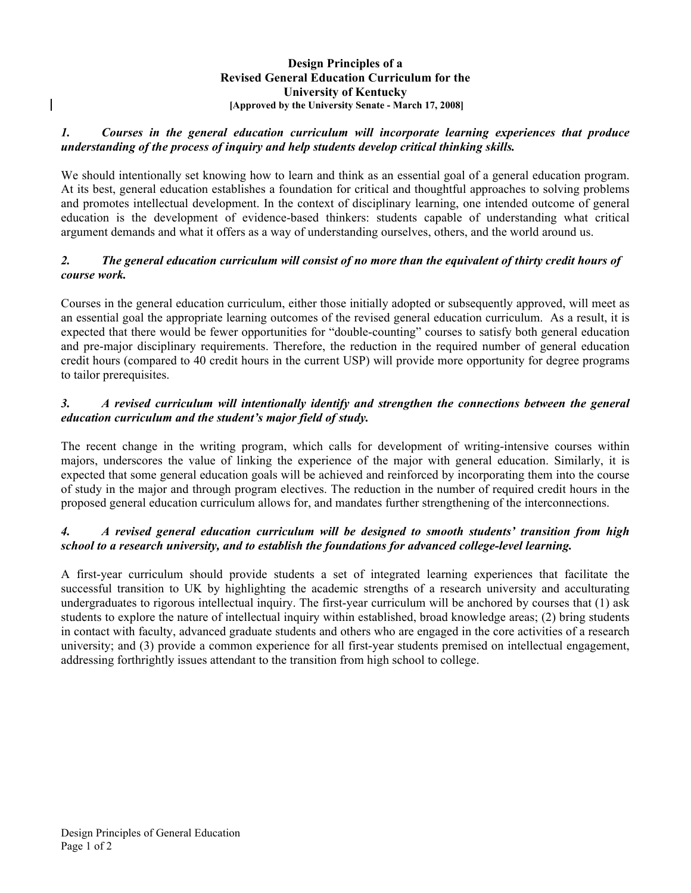# Design Principles of a Revised General Education Curriculum for the University of Kentucky

**[Approved by the University Senate - March 17, 2008]**

***1. Courses in the general education curriculum will incorporate learning experiences that produce understanding of the process of inquiry and help students develop critical thinking skills.***

We should intentionally set knowing how to learn and think as an essential goal of a general education program. At its best, general education establishes a foundation for critical and thoughtful approaches to solving problems and promotes intellectual development. In the context of disciplinary learning, one intended outcome of general education is the development of evidence-based thinkers: students capable of understanding what critical argument demands and what it offers as a way of understanding ourselves, others, and the world around us.

***2. The general education curriculum will consist of no more than the equivalent of thirty credit hours of course work.***

Courses in the general education curriculum, either those initially adopted or subsequently approved, will meet as an essential goal the appropriate learning outcomes of the revised general education curriculum. As a result, it is expected that there would be fewer opportunities for "double-counting" courses to satisfy both general education and pre-major disciplinary requirements. Therefore, the reduction in the required number of general education credit hours (compared to 40 credit hours in the current USP) will provide more opportunity for degree programs to tailor prerequisites.

***3. A revised curriculum will intentionally identify and strengthen the connections between the general education curriculum and the student's major field of study.***

The recent change in the writing program, which calls for development of writing-intensive courses within majors, underscores the value of linking the experience of the major with general education. Similarly, it is expected that some general education goals will be achieved and reinforced by incorporating them into the course of study in the major and through program electives. The reduction in the number of required credit hours in the proposed general education curriculum allows for, and mandates further strengthening of the interconnections.

***4. A revised general education curriculum will be designed to smooth students' transition from high school to a research university, and to establish the foundations for advanced college-level learning.***

A first-year curriculum should provide students a set of integrated learning experiences that facilitate the successful transition to UK by highlighting the academic strengths of a research university and acculturating undergraduates to rigorous intellectual inquiry. The first-year curriculum will be anchored by courses that (1) ask students to explore the nature of intellectual inquiry within established, broad knowledge areas; (2) bring students in contact with faculty, advanced graduate students and others who are engaged in the core activities of a research university; and (3) provide a common experience for all first-year students premised on intellectual engagement, addressing forthrightly issues attendant to the transition from high school to college.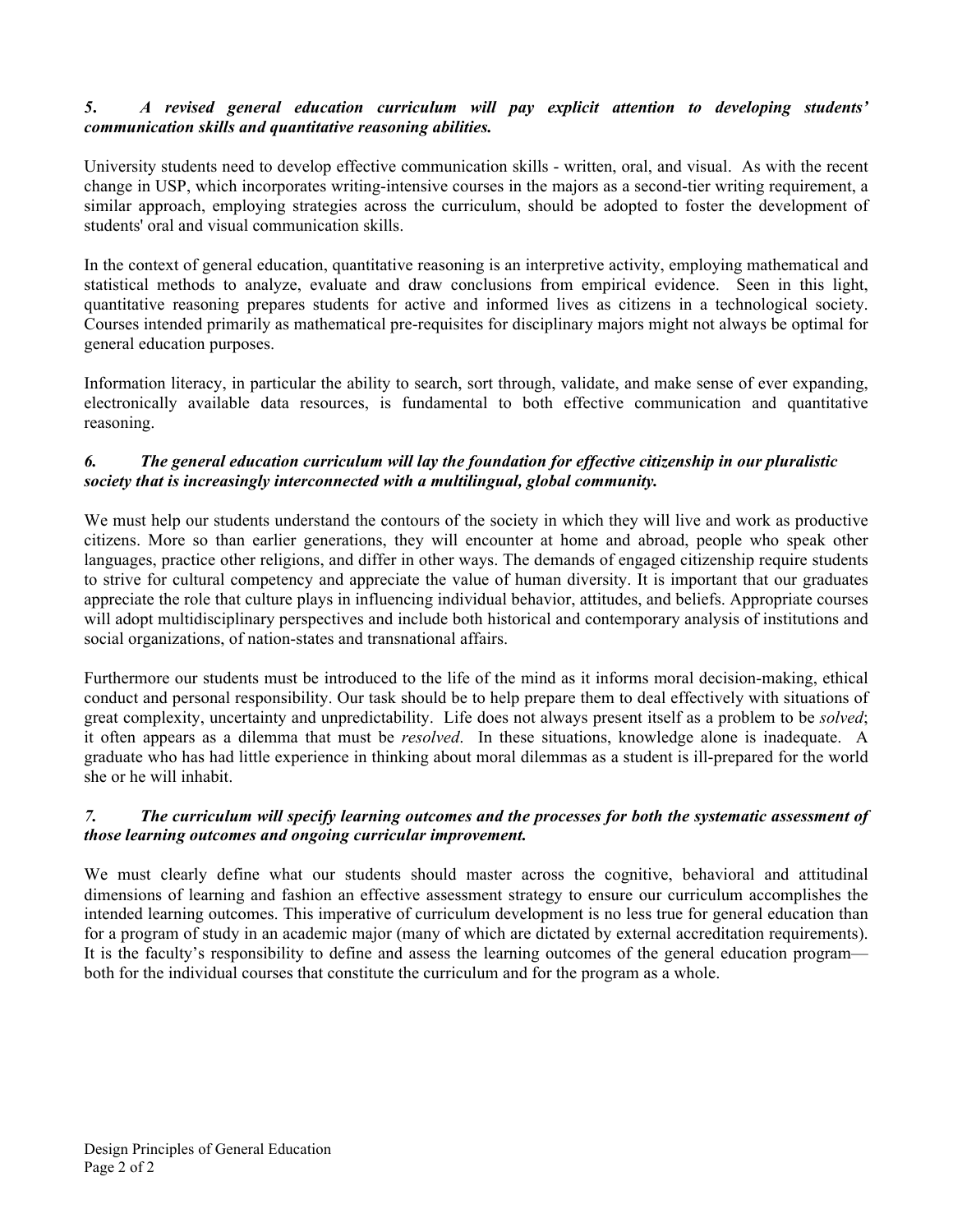***5. A revised general education curriculum will pay explicit attention to developing students' communication skills and quantitative reasoning abilities.***

University students need to develop effective communication skills - written, oral, and visual. As with the recent change in USP, which incorporates writing-intensive courses in the majors as a second-tier writing requirement, a similar approach, employing strategies across the curriculum, should be adopted to foster the development of students' oral and visual communication skills.

In the context of general education, quantitative reasoning is an interpretive activity, employing mathematical and statistical methods to analyze, evaluate and draw conclusions from empirical evidence. Seen in this light, quantitative reasoning prepares students for active and informed lives as citizens in a technological society. Courses intended primarily as mathematical pre-requisites for disciplinary majors might not always be optimal for general education purposes.

Information literacy, in particular the ability to search, sort through, validate, and make sense of ever expanding, electronically available data resources, is fundamental to both effective communication and quantitative reasoning.

***6. The general education curriculum will lay the foundation for effective citizenship in our pluralistic society that is increasingly interconnected with a multilingual, global community.***

We must help our students understand the contours of the society in which they will live and work as productive citizens. More so than earlier generations, they will encounter at home and abroad, people who speak other languages, practice other religions, and differ in other ways. The demands of engaged citizenship require students to strive for cultural competency and appreciate the value of human diversity. It is important that our graduates appreciate the role that culture plays in influencing individual behavior, attitudes, and beliefs. Appropriate courses will adopt multidisciplinary perspectives and include both historical and contemporary analysis of institutions and social organizations, of nation-states and transnational affairs.

Furthermore our students must be introduced to the life of the mind as it informs moral decision-making, ethical conduct and personal responsibility. Our task should be to help prepare them to deal effectively with situations of great complexity, uncertainty and unpredictability. Life does not always present itself as a problem to be *solved*; it often appears as a dilemma that must be *resolved*. In these situations, knowledge alone is inadequate. A graduate who has had little experience in thinking about moral dilemmas as a student is ill-prepared for the world she or he will inhabit.

***7. The curriculum will specify learning outcomes and the processes for both the systematic assessment of those learning outcomes and ongoing curricular improvement.***

We must clearly define what our students should master across the cognitive, behavioral and attitudinal dimensions of learning and fashion an effective assessment strategy to ensure our curriculum accomplishes the intended learning outcomes. This imperative of curriculum development is no less true for general education than for a program of study in an academic major (many of which are dictated by external accreditation requirements). It is the faculty's responsibility to define and assess the learning outcomes of the general education program—both for the individual courses that constitute the curriculum and for the program as a whole.